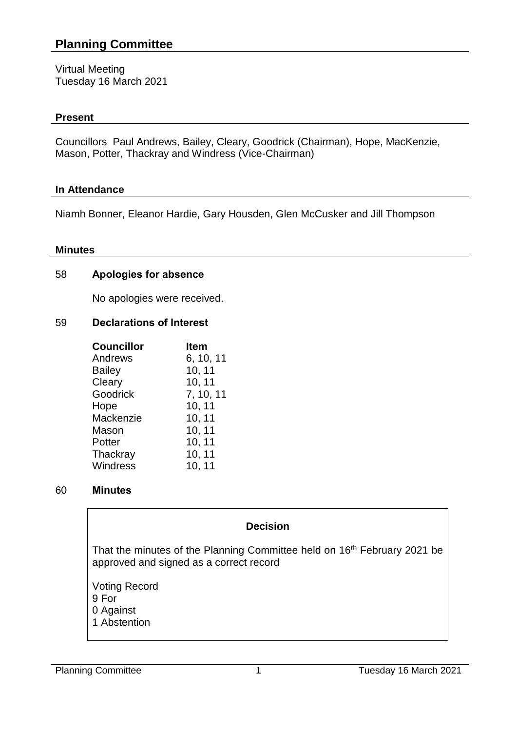# Planning Committee

Virtual Meeting
Tuesday 16 March 2021

## Present

Councillors Paul Andrews, Bailey, Cleary, Goodrick (Chairman), Hope, MacKenzie, Mason, Potter, Thackray and Windress (Vice-Chairman)

## In Attendance

Niamh Bonner, Eleanor Hardie, Gary Housden, Glen McCusker and Jill Thompson

## Minutes

### 58 Apologies for absence

No apologies were received.

### 59 Declarations of Interest

| Councillor | Item |
|---|---|
| Andrews | 6, 10, 11 |
| Bailey | 10, 11 |
| Cleary | 10, 11 |
| Goodrick | 7, 10, 11 |
| Hope | 10, 11 |
| Mackenzie | 10, 11 |
| Mason | 10, 11 |
| Potter | 10, 11 |
| Thackray | 10, 11 |
| Windress | 10, 11 |

### 60 Minutes

**Decision**

That the minutes of the Planning Committee held on 16th February 2021 be approved and signed as a correct record

Voting Record
9 For
0 Against
1 Abstention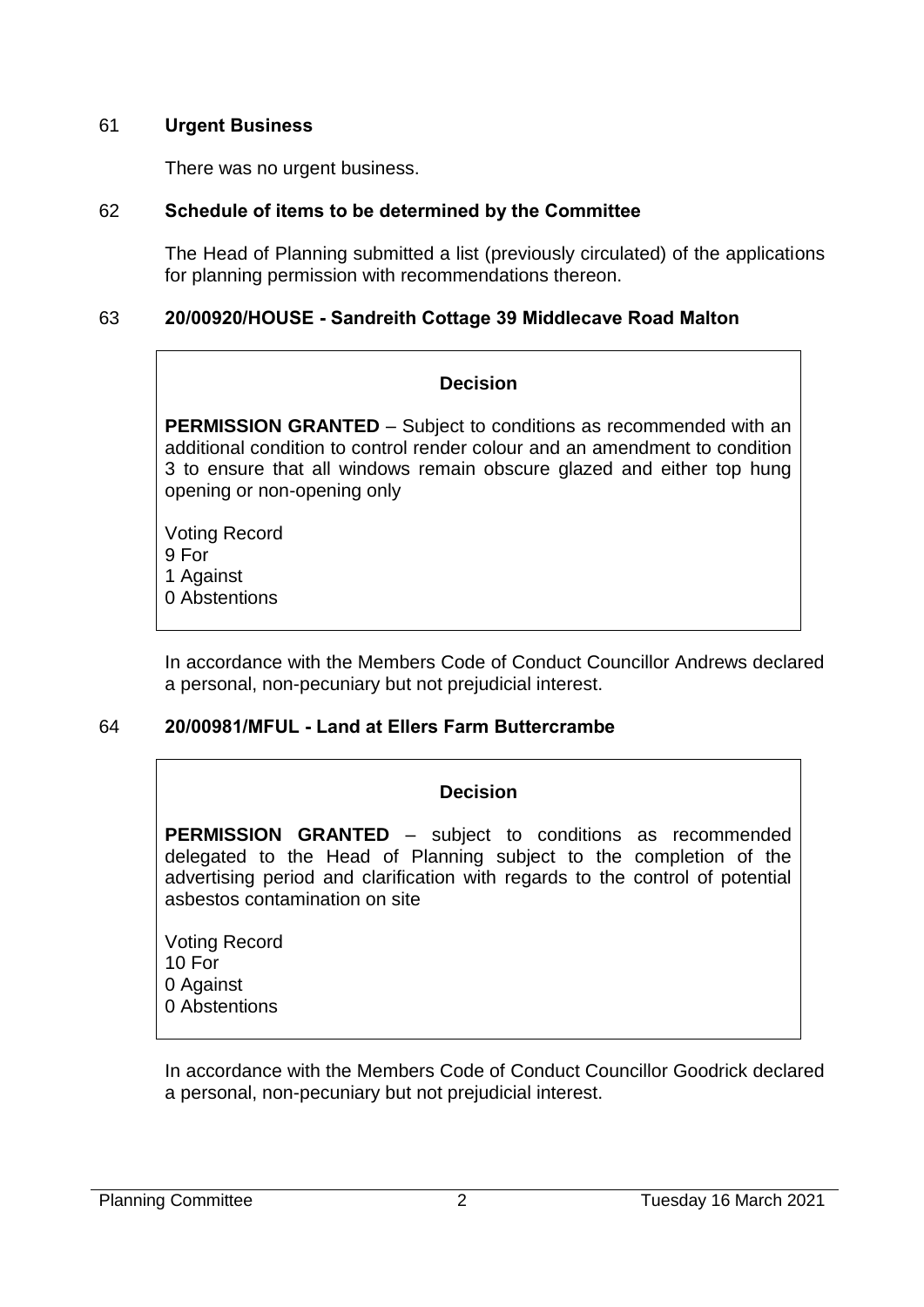## 61 **Urgent Business**

There was no urgent business.

## 62 **Schedule of items to be determined by the Committee**

The Head of Planning submitted a list (previously circulated) of the applications for planning permission with recommendations thereon.

## 63 **20/00920/HOUSE - Sandreith Cottage 39 Middlecave Road Malton**

**Decision**

**PERMISSION GRANTED** – Subject to conditions as recommended with an additional condition to control render colour and an amendment to condition 3 to ensure that all windows remain obscure glazed and either top hung opening or non-opening only

Voting Record
9 For
1 Against
0 Abstentions

In accordance with the Members Code of Conduct Councillor Andrews declared a personal, non-pecuniary but not prejudicial interest.

## 64 **20/00981/MFUL - Land at Ellers Farm Buttercrambe**

**Decision**

**PERMISSION GRANTED** – subject to conditions as recommended delegated to the Head of Planning subject to the completion of the advertising period and clarification with regards to the control of potential asbestos contamination on site

Voting Record
10 For
0 Against
0 Abstentions

In accordance with the Members Code of Conduct Councillor Goodrick declared a personal, non-pecuniary but not prejudicial interest.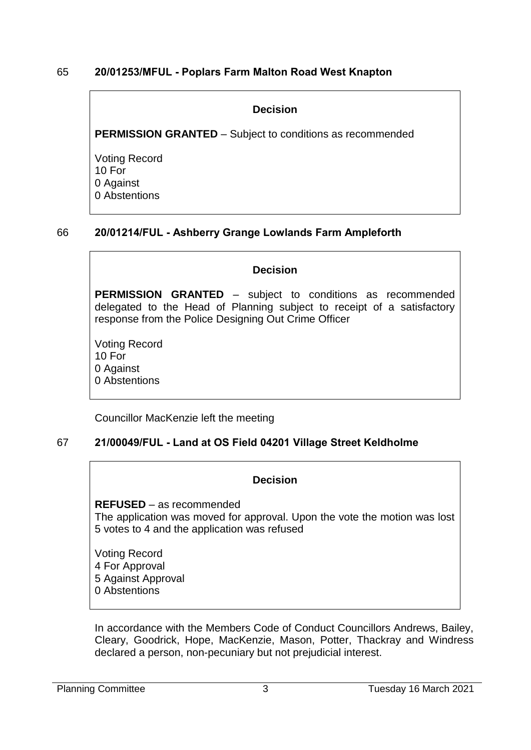## 65 20/01253/MFUL - Poplars Farm Malton Road West Knapton

**Decision**

**PERMISSION GRANTED** – Subject to conditions as recommended

Voting Record
10 For
0 Against
0 Abstentions

## 66 20/01214/FUL - Ashberry Grange Lowlands Farm Ampleforth

**Decision**

**PERMISSION GRANTED** – subject to conditions as recommended delegated to the Head of Planning subject to receipt of a satisfactory response from the Police Designing Out Crime Officer

Voting Record
10 For
0 Against
0 Abstentions

Councillor MacKenzie left the meeting

## 67 21/00049/FUL - Land at OS Field 04201 Village Street Keldholme

**Decision**

**REFUSED** – as recommended
The application was moved for approval. Upon the vote the motion was lost 5 votes to 4 and the application was refused

Voting Record
4 For Approval
5 Against Approval
0 Abstentions

In accordance with the Members Code of Conduct Councillors Andrews, Bailey, Cleary, Goodrick, Hope, MacKenzie, Mason, Potter, Thackray and Windress declared a person, non-pecuniary but not prejudicial interest.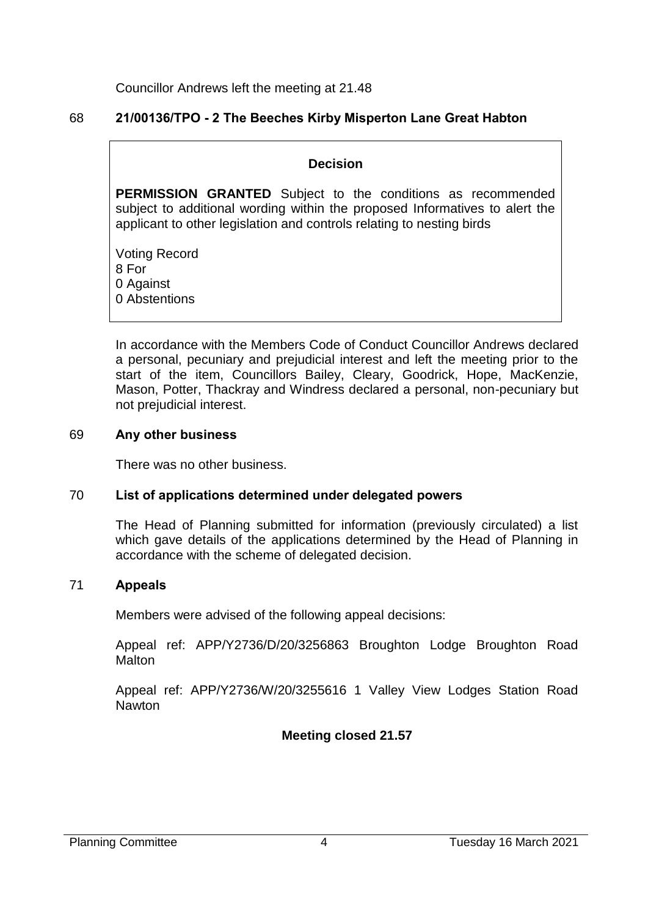Councillor Andrews left the meeting at 21.48

## 68 21/00136/TPO - 2 The Beeches Kirby Misperton Lane Great Habton

**Decision**

**PERMISSION GRANTED** Subject to the conditions as recommended subject to additional wording within the proposed Informatives to alert the applicant to other legislation and controls relating to nesting birds

Voting Record
8 For
0 Against
0 Abstentions

In accordance with the Members Code of Conduct Councillor Andrews declared a personal, pecuniary and prejudicial interest and left the meeting prior to the start of the item, Councillors Bailey, Cleary, Goodrick, Hope, MacKenzie, Mason, Potter, Thackray and Windress declared a personal, non-pecuniary but not prejudicial interest.

## 69 Any other business

There was no other business.

## 70 List of applications determined under delegated powers

The Head of Planning submitted for information (previously circulated) a list which gave details of the applications determined by the Head of Planning in accordance with the scheme of delegated decision.

## 71 Appeals

Members were advised of the following appeal decisions:

Appeal ref: APP/Y2736/D/20/3256863 Broughton Lodge Broughton Road Malton

Appeal ref: APP/Y2736/W/20/3255616 1 Valley View Lodges Station Road Nawton

**Meeting closed 21.57**